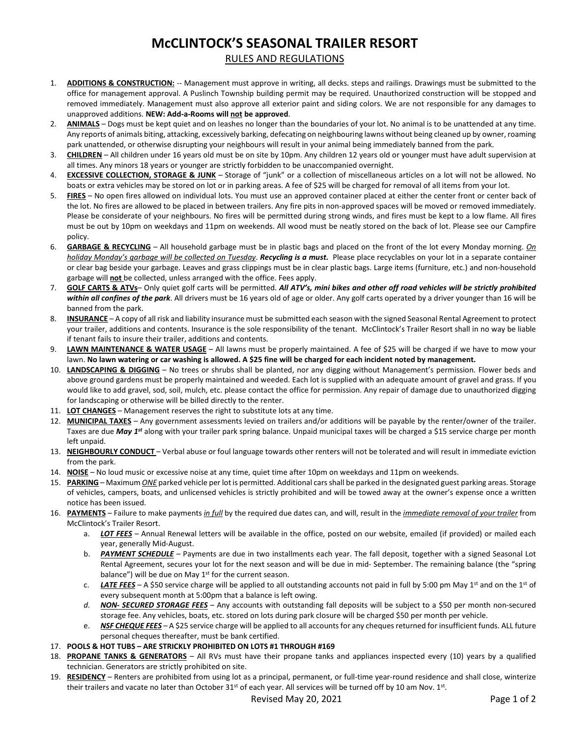# McCLINTOCK'S SEASONAL TRAILER RESORT

## RULES AND REGULATIONS

1. **ADDITIONS & CONSTRUCTION:** -- Management must approve in writing, all decks. steps and railings. Drawings must be submitted to the office for management approval. A Puslinch Township building permit may be required. Unauthorized construction will be stopped and removed immediately. Management must also approve all exterior paint and siding colors. We are not responsible for any damages to unapproved additions. **NEW: Add-a-Rooms will not be approved**.
2. **ANIMALS** – Dogs must be kept quiet and on leashes no longer than the boundaries of your lot. No animal is to be unattended at any time. Any reports of animals biting, attacking, excessively barking, defecating on neighbouring lawns without being cleaned up by owner, roaming park unattended, or otherwise disrupting your neighbours will result in your animal being immediately banned from the park.
3. **CHILDREN** – All children under 16 years old must be on site by 10pm. Any children 12 years old or younger must have adult supervision at all times. Any minors 18 years or younger are strictly forbidden to be unaccompanied overnight.
4. **EXCESSIVE COLLECTION, STORAGE & JUNK** – Storage of "junk" or a collection of miscellaneous articles on a lot will not be allowed. No boats or extra vehicles may be stored on lot or in parking areas. A fee of $25 will be charged for removal of all items from your lot.
5. **FIRES** – No open fires allowed on individual lots. You must use an approved container placed at either the center front or center back of the lot. No fires are allowed to be placed in between trailers. Any fire pits in non-approved spaces will be moved or removed immediately. Please be considerate of your neighbours. No fires will be permitted during strong winds, and fires must be kept to a low flame. All fires must be out by 10pm on weekdays and 11pm on weekends. All wood must be neatly stored on the back of lot. Please see our Campfire policy.
6. **GARBAGE & RECYCLING** – All household garbage must be in plastic bags and placed on the front of the lot every Monday morning. *On holiday Monday's garbage will be collected on Tuesday*. ***Recycling is a must.*** Please place recyclables on your lot in a separate container or clear bag beside your garbage. Leaves and grass clippings must be in clear plastic bags. Large items (furniture, etc.) and non-household garbage will **not** be collected, unless arranged with the office. Fees apply.
7. **GOLF CARTS & ATVs**– Only quiet golf carts will be permitted. ***All ATV's, mini bikes and other off road vehicles will be strictly prohibited within all confines of the park***. All drivers must be 16 years old of age or older. Any golf carts operated by a driver younger than 16 will be banned from the park.
8. **INSURANCE** – A copy of all risk and liability insurance must be submitted each season with the signed Seasonal Rental Agreement to protect your trailer, additions and contents. Insurance is the sole responsibility of the tenant. McClintock's Trailer Resort shall in no way be liable if tenant fails to insure their trailer, additions and contents.
9. **LAWN MAINTENANCE & WATER USAGE** – All lawns must be properly maintained. A fee of $25 will be charged if we have to mow your lawn. **No lawn watering or car washing is allowed. A $25 fine will be charged for each incident noted by management.**
10. **LANDSCAPING & DIGGING** – No trees or shrubs shall be planted, nor any digging without Management's permission. Flower beds and above ground gardens must be properly maintained and weeded. Each lot is supplied with an adequate amount of gravel and grass. If you would like to add gravel, sod, soil, mulch, etc. please contact the office for permission. Any repair of damage due to unauthorized digging for landscaping or otherwise will be billed directly to the renter.
11. **LOT CHANGES** – Management reserves the right to substitute lots at any time.
12. **MUNICIPAL TAXES** – Any government assessments levied on trailers and/or additions will be payable by the renter/owner of the trailer. Taxes are due ***May 1st*** along with your trailer park spring balance. Unpaid municipal taxes will be charged a $15 service charge per month left unpaid.
13. **NEIGHBOURLY CONDUCT** – Verbal abuse or foul language towards other renters will not be tolerated and will result in immediate eviction from the park.
14. **NOISE** – No loud music or excessive noise at any time, quiet time after 10pm on weekdays and 11pm on weekends.
15. **PARKING** – Maximum *ONE* parked vehicle per lot is permitted. Additional cars shall be parked in the designated guest parking areas. Storage of vehicles, campers, boats, and unlicensed vehicles is strictly prohibited and will be towed away at the owner's expense once a written notice has been issued.
16. **PAYMENTS** – Failure to make payments *in full* by the required due dates can, and will, result in the *immediate removal of your trailer* from McClintock's Trailer Resort.
    a. ***LOT FEES*** – Annual Renewal letters will be available in the office, posted on our website, emailed (if provided) or mailed each year, generally Mid-August.
    b. ***PAYMENT SCHEDULE*** – Payments are due in two installments each year. The fall deposit, together with a signed Seasonal Lot Rental Agreement, secures your lot for the next season and will be due in mid- September. The remaining balance (the "spring balance") will be due on May 1st for the current season.
    c. ***LATE FEES*** – A $50 service charge will be applied to all outstanding accounts not paid in full by 5:00 pm May 1st and on the 1st of every subsequent month at 5:00pm that a balance is left owing.
    d. ***NON- SECURED STORAGE FEES*** – Any accounts with outstanding fall deposits will be subject to a $50 per month non-secured storage fee. Any vehicles, boats, etc. stored on lots during park closure will be charged $50 per month per vehicle.
    e. ***NSF CHEQUE FEES*** – A $25 service charge will be applied to all accounts for any cheques returned for insufficient funds. ALL future personal cheques thereafter, must be bank certified.
17. **POOLS & HOT TUBS – ARE STRICKLY PROHIBITED ON LOTS #1 THROUGH #169**
18. **PROPANE TANKS & GENERATORS** – All RVs must have their propane tanks and appliances inspected every (10) years by a qualified technician. Generators are strictly prohibited on site.
19. **RESIDENCY** – Renters are prohibited from using lot as a principal, permanent, or full-time year-round residence and shall close, winterize their trailers and vacate no later than October 31st of each year. All services will be turned off by 10 am Nov. 1st.

Revised May 20, 2021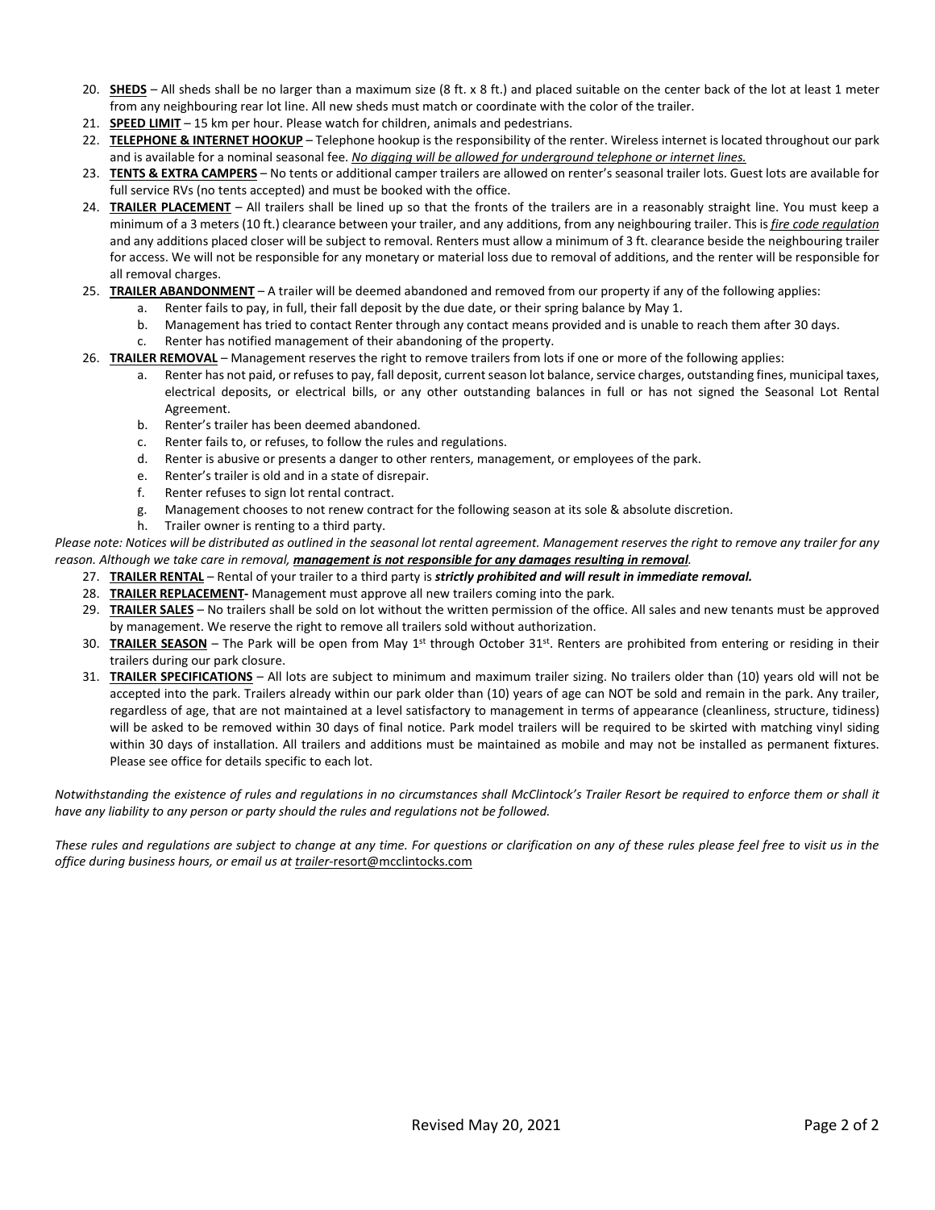20. **SHEDS** – All sheds shall be no larger than a maximum size (8 ft. x 8 ft.) and placed suitable on the center back of the lot at least 1 meter from any neighbouring rear lot line. All new sheds must match or coordinate with the color of the trailer.
21. **SPEED LIMIT** – 15 km per hour. Please watch for children, animals and pedestrians.
22. **TELEPHONE & INTERNET HOOKUP** – Telephone hookup is the responsibility of the renter. Wireless internet is located throughout our park and is available for a nominal seasonal fee. *No digging will be allowed for underground telephone or internet lines.*
23. **TENTS & EXTRA CAMPERS** – No tents or additional camper trailers are allowed on renter's seasonal trailer lots. Guest lots are available for full service RVs (no tents accepted) and must be booked with the office.
24. **TRAILER PLACEMENT** – All trailers shall be lined up so that the fronts of the trailers are in a reasonably straight line. You must keep a minimum of a 3 meters (10 ft.) clearance between your trailer, and any additions, from any neighbouring trailer. This is *fire code regulation* and any additions placed closer will be subject to removal. Renters must allow a minimum of 3 ft. clearance beside the neighbouring trailer for access. We will not be responsible for any monetary or material loss due to removal of additions, and the renter will be responsible for all removal charges.
25. **TRAILER ABANDONMENT** – A trailer will be deemed abandoned and removed from our property if any of the following applies:
    a. Renter fails to pay, in full, their fall deposit by the due date, or their spring balance by May 1.
    b. Management has tried to contact Renter through any contact means provided and is unable to reach them after 30 days.
    c. Renter has notified management of their abandoning of the property.
26. **TRAILER REMOVAL** – Management reserves the right to remove trailers from lots if one or more of the following applies:
    a. Renter has not paid, or refuses to pay, fall deposit, current season lot balance, service charges, outstanding fines, municipal taxes, electrical deposits, or electrical bills, or any other outstanding balances in full or has not signed the Seasonal Lot Rental Agreement.
    b. Renter's trailer has been deemed abandoned.
    c. Renter fails to, or refuses, to follow the rules and regulations.
    d. Renter is abusive or presents a danger to other renters, management, or employees of the park.
    e. Renter's trailer is old and in a state of disrepair.
    f. Renter refuses to sign lot rental contract.
    g. Management chooses to not renew contract for the following season at its sole & absolute discretion.
    h. Trailer owner is renting to a third party.

*Please note: Notices will be distributed as outlined in the seasonal lot rental agreement. Management reserves the right to remove any trailer for any reason. Although we take care in removal, **management is not responsible for any damages resulting in removal**.*

27. **TRAILER RENTAL** – Rental of your trailer to a third party is ***strictly prohibited and will result in immediate removal.***
28. **TRAILER REPLACEMENT-** Management must approve all new trailers coming into the park.
29. **TRAILER SALES** – No trailers shall be sold on lot without the written permission of the office. All sales and new tenants must be approved by management. We reserve the right to remove all trailers sold without authorization.
30. **TRAILER SEASON** – The Park will be open from May 1st through October 31st. Renters are prohibited from entering or residing in their trailers during our park closure.
31. **TRAILER SPECIFICATIONS** – All lots are subject to minimum and maximum trailer sizing. No trailers older than (10) years old will not be accepted into the park. Trailers already within our park older than (10) years of age can NOT be sold and remain in the park. Any trailer, regardless of age, that are not maintained at a level satisfactory to management in terms of appearance (cleanliness, structure, tidiness) will be asked to be removed within 30 days of final notice. Park model trailers will be required to be skirted with matching vinyl siding within 30 days of installation. All trailers and additions must be maintained as mobile and may not be installed as permanent fixtures. Please see office for details specific to each lot.

*Notwithstanding the existence of rules and regulations in no circumstances shall McClintock's Trailer Resort be required to enforce them or shall it have any liability to any person or party should the rules and regulations not be followed.*

*These rules and regulations are subject to change at any time. For questions or clarification on any of these rules please feel free to visit us in the office during business hours, or email us at trailer-resort@mcclintocks.com*

Revised May 20, 2021